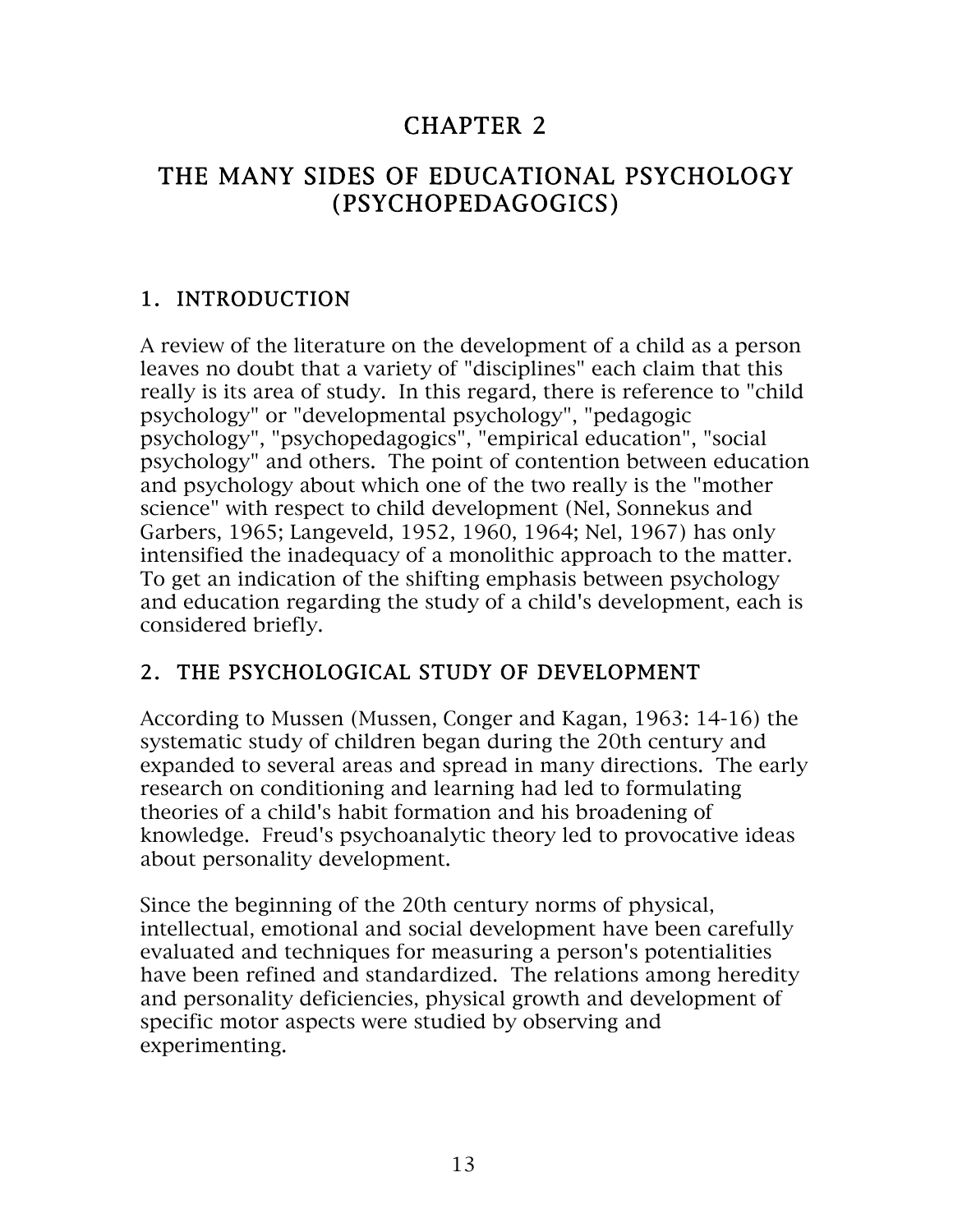# CHAPTER 2

# THE MANY SIDES OF EDUCATIONAL PSYCHOLOGY (PSYCHOPEDAGOGICS)

## 1. INTRODUCTION

A review of the literature on the development of a child as a person leaves no doubt that a variety of "disciplines" each claim that this really is its area of study. In this regard, there is reference to "child psychology" or "developmental psychology", "pedagogic psychology", "psychopedagogics", "empirical education", "social psychology" and others. The point of contention between education and psychology about which one of the two really is the "mother science" with respect to child development (Nel, Sonnekus and Garbers, 1965; Langeveld, 1952, 1960, 1964; Nel, 1967) has only intensified the inadequacy of a monolithic approach to the matter. To get an indication of the shifting emphasis between psychology and education regarding the study of a child's development, each is considered briefly.

## 2. THE PSYCHOLOGICAL STUDY OF DEVELOPMENT

According to Mussen (Mussen, Conger and Kagan, 1963: 14-16) the systematic study of children began during the 20th century and expanded to several areas and spread in many directions. The early research on conditioning and learning had led to formulating theories of a child's habit formation and his broadening of knowledge. Freud's psychoanalytic theory led to provocative ideas about personality development.

Since the beginning of the 20th century norms of physical, intellectual, emotional and social development have been carefully evaluated and techniques for measuring a person's potentialities have been refined and standardized. The relations among heredity and personality deficiencies, physical growth and development of specific motor aspects were studied by observing and experimenting.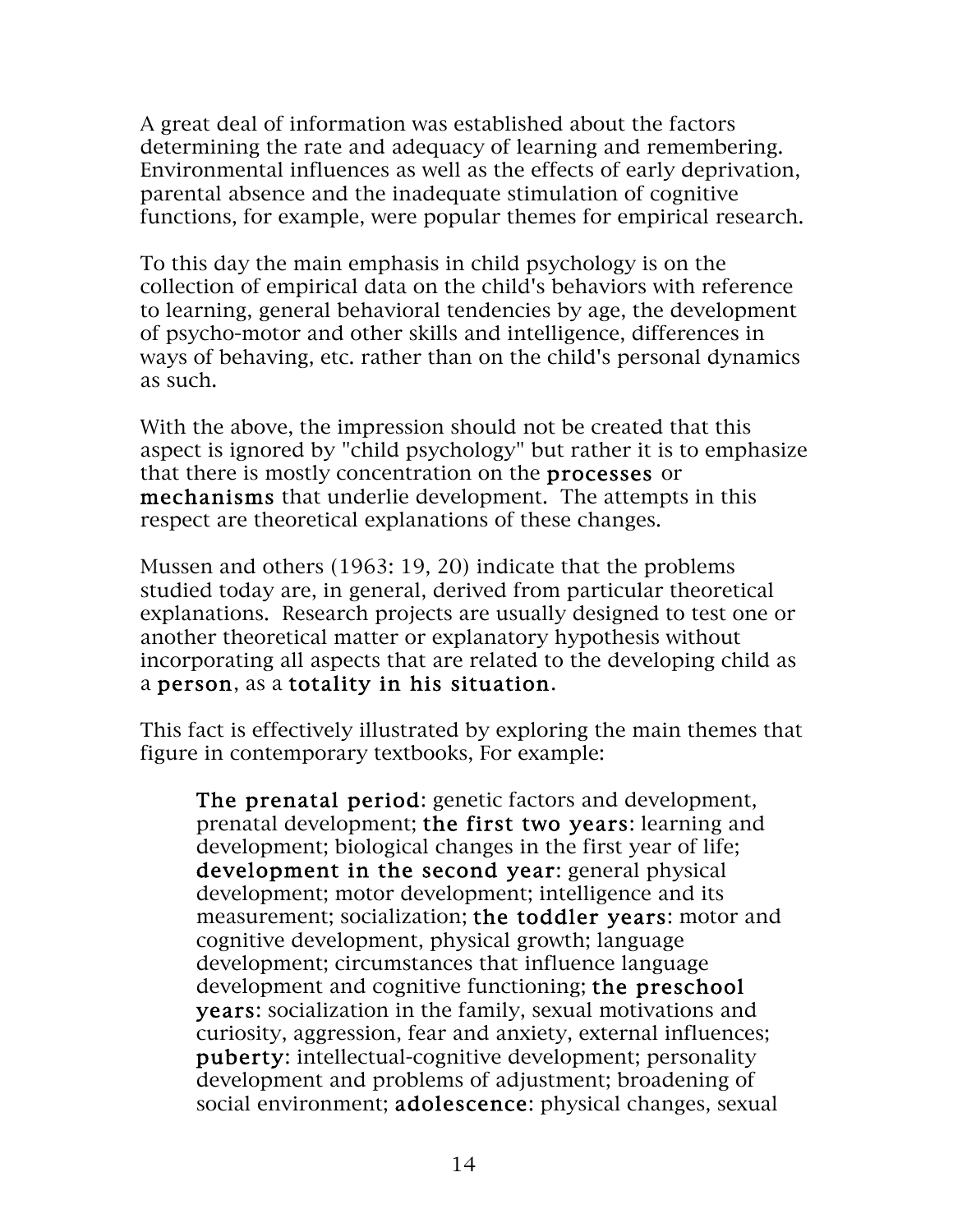A great deal of information was established about the factors determining the rate and adequacy of learning and remembering. Environmental influences as well as the effects of early deprivation, parental absence and the inadequate stimulation of cognitive functions, for example, were popular themes for empirical research.

To this day the main emphasis in child psychology is on the collection of empirical data on the child's behaviors with reference to learning, general behavioral tendencies by age, the development of psycho-motor and other skills and intelligence, differences in ways of behaving, etc. rather than on the child's personal dynamics as such.

With the above, the impression should not be created that this aspect is ignored by "child psychology" but rather it is to emphasize that there is mostly concentration on the **processes** or **mechanisms** that underlie development. The attempts in this respect are theoretical explanations of these changes.

Mussen and others (1963: 19, 20) indicate that the problems studied today are, in general, derived from particular theoretical explanations. Research projects are usually designed to test one or another theoretical matter or explanatory hypothesis without incorporating all aspects that are related to the developing child as a **person**, as a **totality in his situation**.

This fact is effectively illustrated by exploring the main themes that figure in contemporary textbooks, For example:

> **The prenatal period**: genetic factors and development, prenatal development; **the first two years**: learning and development; biological changes in the first year of life; **development in the second year**: general physical development; motor development; intelligence and its measurement; socialization; **the toddler years**: motor and cognitive development, physical growth; language development; circumstances that influence language development and cognitive functioning; **the preschool years**: socialization in the family, sexual motivations and curiosity, aggression, fear and anxiety, external influences; **puberty**: intellectual-cognitive development; personality development and problems of adjustment; broadening of social environment; **adolescence**: physical changes, sexual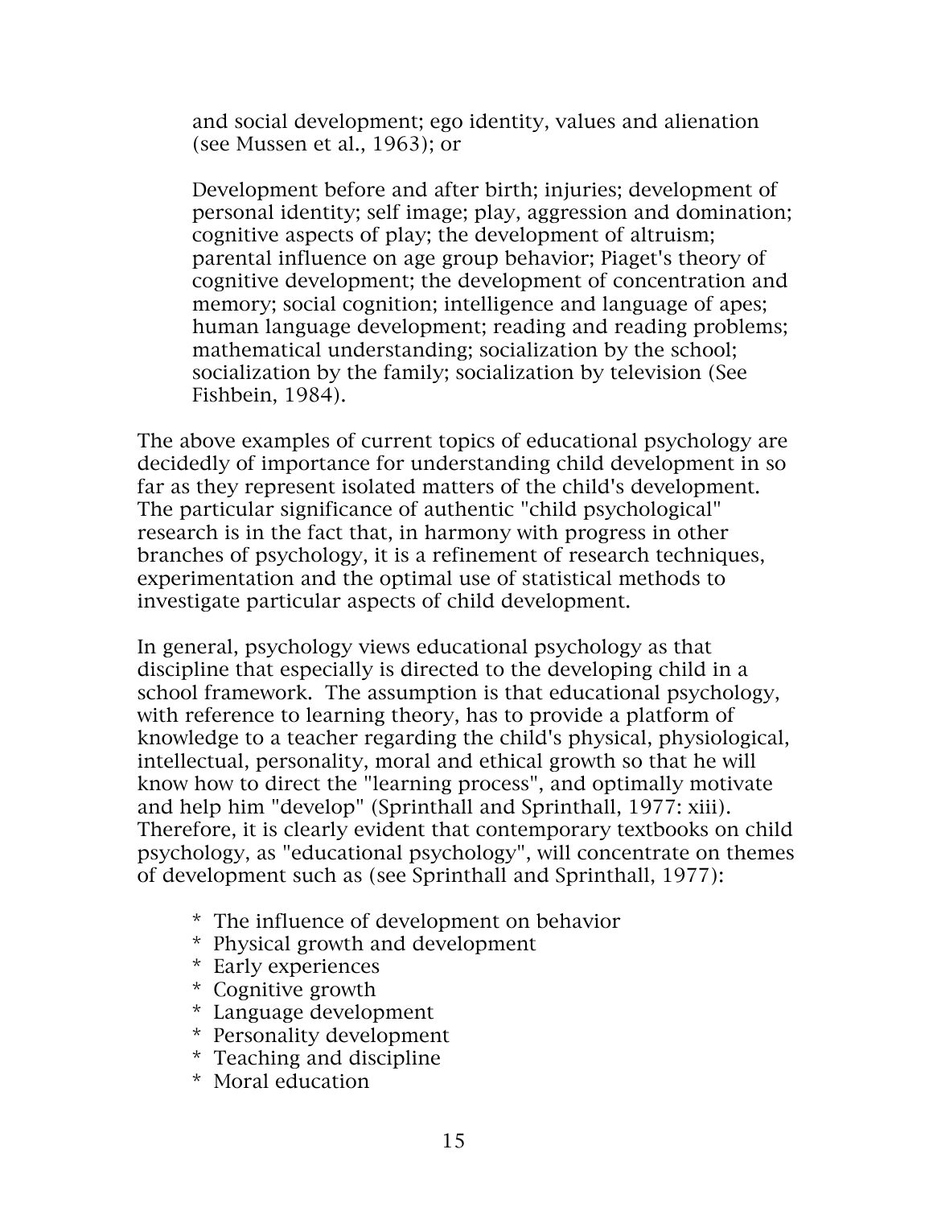> and social development; ego identity, values and alienation (see Mussen et al., 1963); or
>
> Development before and after birth; injuries; development of personal identity; self image; play, aggression and domination; cognitive aspects of play; the development of altruism; parental influence on age group behavior; Piaget's theory of cognitive development; the development of concentration and memory; social cognition; intelligence and language of apes; human language development; reading and reading problems; mathematical understanding; socialization by the school; socialization by the family; socialization by television (See Fishbein, 1984).

The above examples of current topics of educational psychology are decidedly of importance for understanding child development in so far as they represent isolated matters of the child's development. The particular significance of authentic "child psychological" research is in the fact that, in harmony with progress in other branches of psychology, it is a refinement of research techniques, experimentation and the optimal use of statistical methods to investigate particular aspects of child development.

In general, psychology views educational psychology as that discipline that especially is directed to the developing child in a school framework. The assumption is that educational psychology, with reference to learning theory, has to provide a platform of knowledge to a teacher regarding the child's physical, physiological, intellectual, personality, moral and ethical growth so that he will know how to direct the "learning process", and optimally motivate and help him "develop" (Sprinthall and Sprinthall, 1977: xiii). Therefore, it is clearly evident that contemporary textbooks on child psychology, as "educational psychology", will concentrate on themes of development such as (see Sprinthall and Sprinthall, 1977):

* The influence of development on behavior
* Physical growth and development
* Early experiences
* Cognitive growth
* Language development
* Personality development
* Teaching and discipline
* Moral education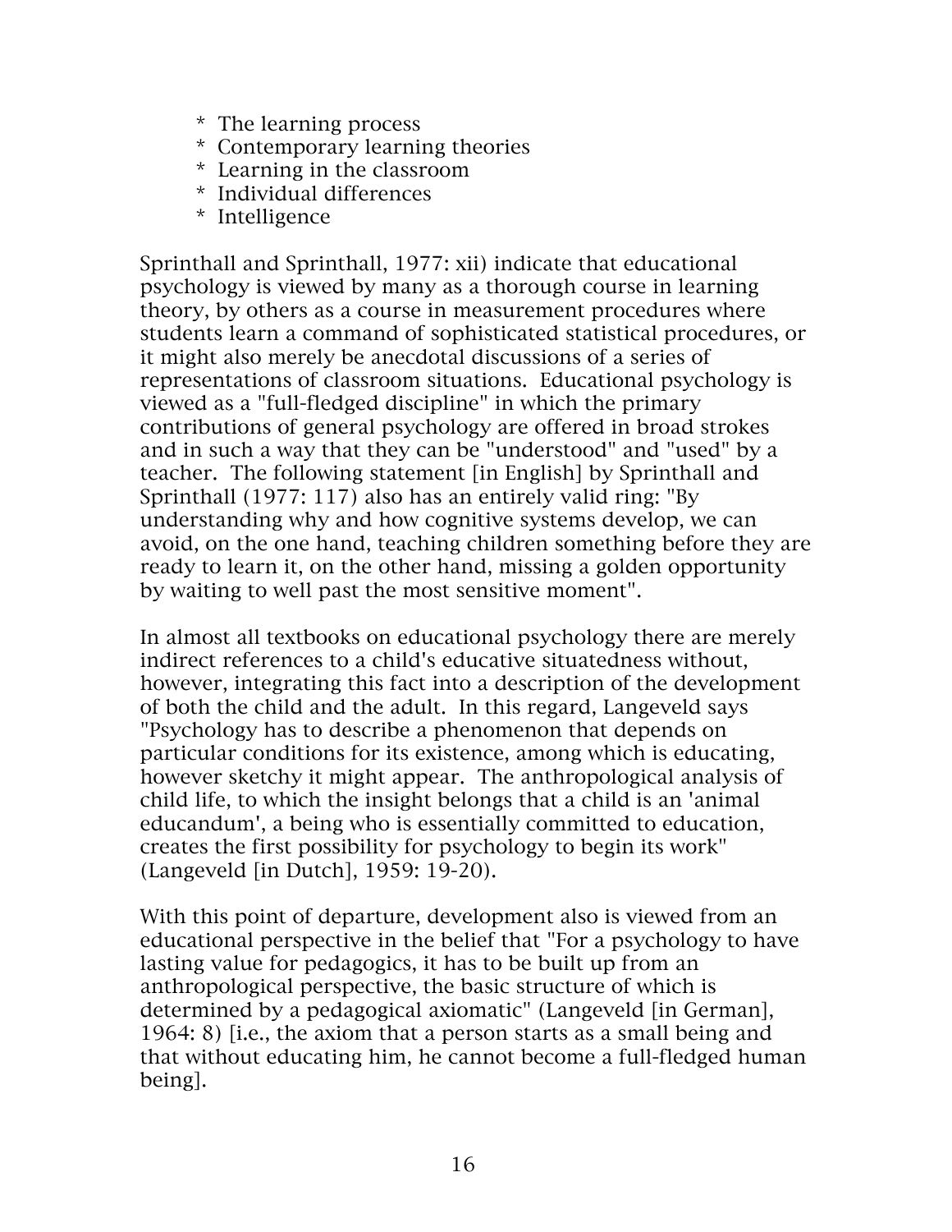* The learning process
* Contemporary learning theories
* Learning in the classroom
* Individual differences
* Intelligence

Sprinthall and Sprinthall, 1977: xii) indicate that educational psychology is viewed by many as a thorough course in learning theory, by others as a course in measurement procedures where students learn a command of sophisticated statistical procedures, or it might also merely be anecdotal discussions of a series of representations of classroom situations. Educational psychology is viewed as a "full-fledged discipline" in which the primary contributions of general psychology are offered in broad strokes and in such a way that they can be "understood" and "used" by a teacher. The following statement [in English] by Sprinthall and Sprinthall (1977: 117) also has an entirely valid ring: "By understanding why and how cognitive systems develop, we can avoid, on the one hand, teaching children something before they are ready to learn it, on the other hand, missing a golden opportunity by waiting to well past the most sensitive moment".

In almost all textbooks on educational psychology there are merely indirect references to a child's educative situatedness without, however, integrating this fact into a description of the development of both the child and the adult. In this regard, Langeveld says "Psychology has to describe a phenomenon that depends on particular conditions for its existence, among which is educating, however sketchy it might appear. The anthropological analysis of child life, to which the insight belongs that a child is an 'animal educandum', a being who is essentially committed to education, creates the first possibility for psychology to begin its work" (Langeveld [in Dutch], 1959: 19-20).

With this point of departure, development also is viewed from an educational perspective in the belief that "For a psychology to have lasting value for pedagogics, it has to be built up from an anthropological perspective, the basic structure of which is determined by a pedagogical axiomatic" (Langeveld [in German], 1964: 8) [i.e., the axiom that a person starts as a small being and that without educating him, he cannot become a full-fledged human being].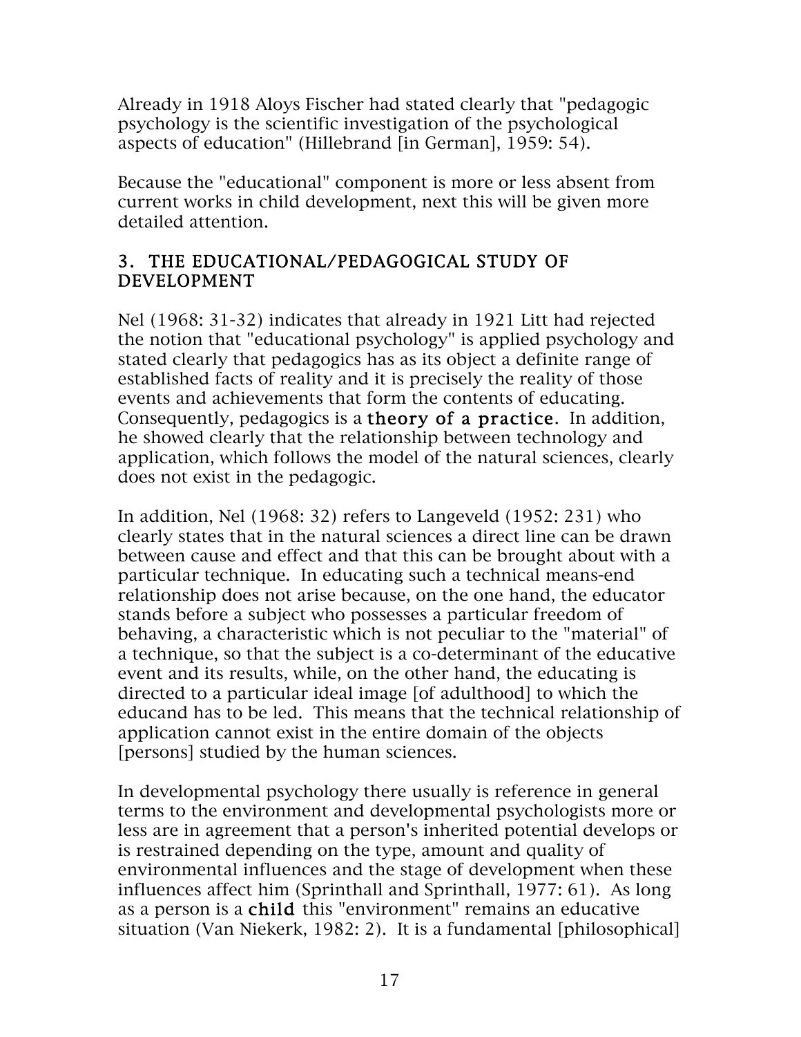Already in 1918 Aloys Fischer had stated clearly that "pedagogic psychology is the scientific investigation of the psychological aspects of education" (Hillebrand [in German], 1959: 54).

Because the "educational" component is more or less absent from current works in child development, next this will be given more detailed attention.

## 3. THE EDUCATIONAL/PEDAGOGICAL STUDY OF DEVELOPMENT

Nel (1968: 31-32) indicates that already in 1921 Litt had rejected the notion that "educational psychology" is applied psychology and stated clearly that pedagogics has as its object a definite range of established facts of reality and it is precisely the reality of those events and achievements that form the contents of educating. Consequently, pedagogics is a **theory of a practice**. In addition, he showed clearly that the relationship between technology and application, which follows the model of the natural sciences, clearly does not exist in the pedagogic.

In addition, Nel (1968: 32) refers to Langeveld (1952: 231) who clearly states that in the natural sciences a direct line can be drawn between cause and effect and that this can be brought about with a particular technique. In educating such a technical means-end relationship does not arise because, on the one hand, the educator stands before a subject who possesses a particular freedom of behaving, a characteristic which is not peculiar to the "material" of a technique, so that the subject is a co-determinant of the educative event and its results, while, on the other hand, the educating is directed to a particular ideal image [of adulthood] to which the educand has to be led. This means that the technical relationship of application cannot exist in the entire domain of the objects [persons] studied by the human sciences.

In developmental psychology there usually is reference in general terms to the environment and developmental psychologists more or less are in agreement that a person's inherited potential develops or is restrained depending on the type, amount and quality of environmental influences and the stage of development when these influences affect him (Sprinthall and Sprinthall, 1977: 61). As long as a person is a **child** this "environment" remains an educative situation (Van Niekerk, 1982: 2). It is a fundamental [philosophical]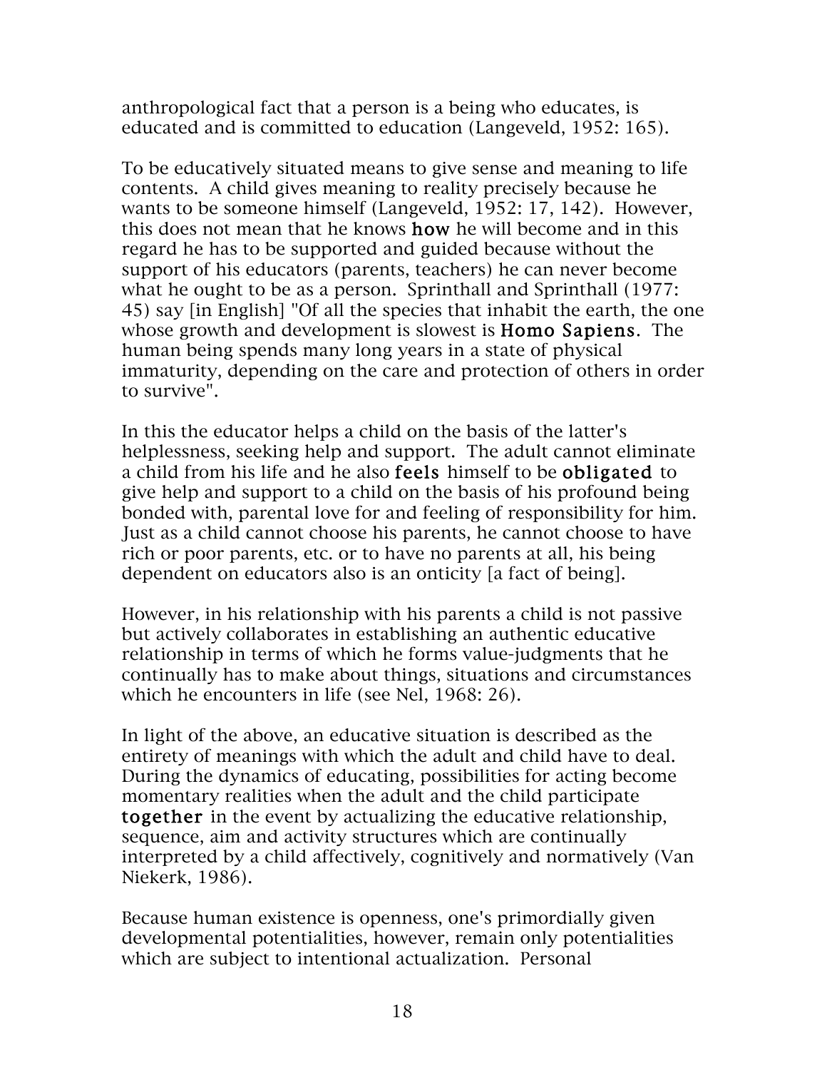anthropological fact that a person is a being who educates, is educated and is committed to education (Langeveld, 1952: 165).

To be educatively situated means to give sense and meaning to life contents. A child gives meaning to reality precisely because he wants to be someone himself (Langeveld, 1952: 17, 142). However, this does not mean that he knows **how** he will become and in this regard he has to be supported and guided because without the support of his educators (parents, teachers) he can never become what he ought to be as a person. Sprinthall and Sprinthall (1977: 45) say [in English] "Of all the species that inhabit the earth, the one whose growth and development is slowest is **Homo Sapiens**. The human being spends many long years in a state of physical immaturity, depending on the care and protection of others in order to survive".

In this the educator helps a child on the basis of the latter's helplessness, seeking help and support. The adult cannot eliminate a child from his life and he also **feels** himself to be **obligated** to give help and support to a child on the basis of his profound being bonded with, parental love for and feeling of responsibility for him. Just as a child cannot choose his parents, he cannot choose to have rich or poor parents, etc. or to have no parents at all, his being dependent on educators also is an onticity [a fact of being].

However, in his relationship with his parents a child is not passive but actively collaborates in establishing an authentic educative relationship in terms of which he forms value-judgments that he continually has to make about things, situations and circumstances which he encounters in life (see Nel, 1968: 26).

In light of the above, an educative situation is described as the entirety of meanings with which the adult and child have to deal. During the dynamics of educating, possibilities for acting become momentary realities when the adult and the child participate **together** in the event by actualizing the educative relationship, sequence, aim and activity structures which are continually interpreted by a child affectively, cognitively and normatively (Van Niekerk, 1986).

Because human existence is openness, one's primordially given developmental potentialities, however, remain only potentialities which are subject to intentional actualization. Personal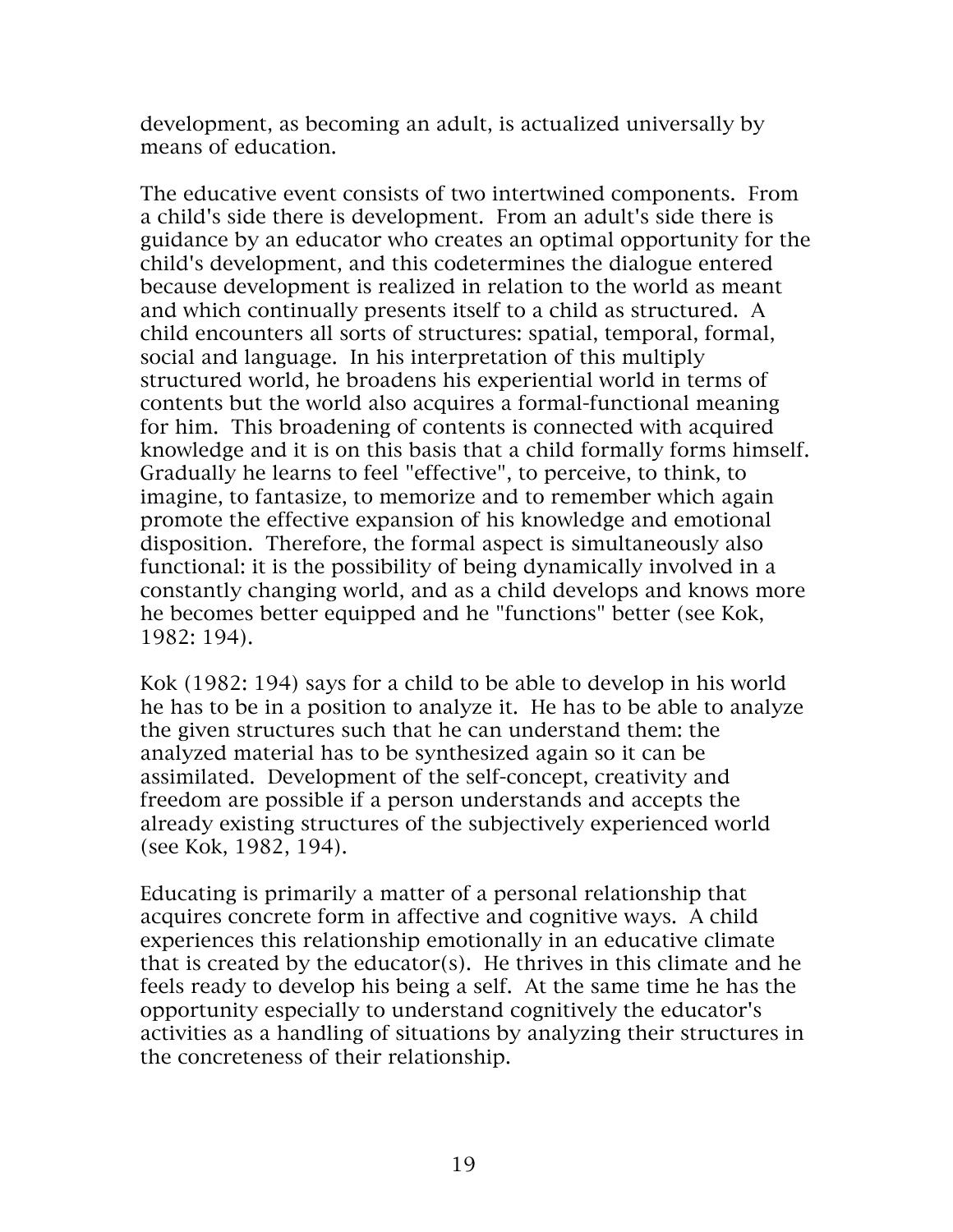development, as becoming an adult, is actualized universally by means of education.

The educative event consists of two intertwined components. From a child's side there is development. From an adult's side there is guidance by an educator who creates an optimal opportunity for the child's development, and this codetermines the dialogue entered because development is realized in relation to the world as meant and which continually presents itself to a child as structured. A child encounters all sorts of structures: spatial, temporal, formal, social and language. In his interpretation of this multiply structured world, he broadens his experiential world in terms of contents but the world also acquires a formal-functional meaning for him. This broadening of contents is connected with acquired knowledge and it is on this basis that a child formally forms himself. Gradually he learns to feel "effective", to perceive, to think, to imagine, to fantasize, to memorize and to remember which again promote the effective expansion of his knowledge and emotional disposition. Therefore, the formal aspect is simultaneously also functional: it is the possibility of being dynamically involved in a constantly changing world, and as a child develops and knows more he becomes better equipped and he "functions" better (see Kok, 1982: 194).

Kok (1982: 194) says for a child to be able to develop in his world he has to be in a position to analyze it. He has to be able to analyze the given structures such that he can understand them: the analyzed material has to be synthesized again so it can be assimilated. Development of the self-concept, creativity and freedom are possible if a person understands and accepts the already existing structures of the subjectively experienced world (see Kok, 1982, 194).

Educating is primarily a matter of a personal relationship that acquires concrete form in affective and cognitive ways. A child experiences this relationship emotionally in an educative climate that is created by the educator(s). He thrives in this climate and he feels ready to develop his being a self. At the same time he has the opportunity especially to understand cognitively the educator's activities as a handling of situations by analyzing their structures in the concreteness of their relationship.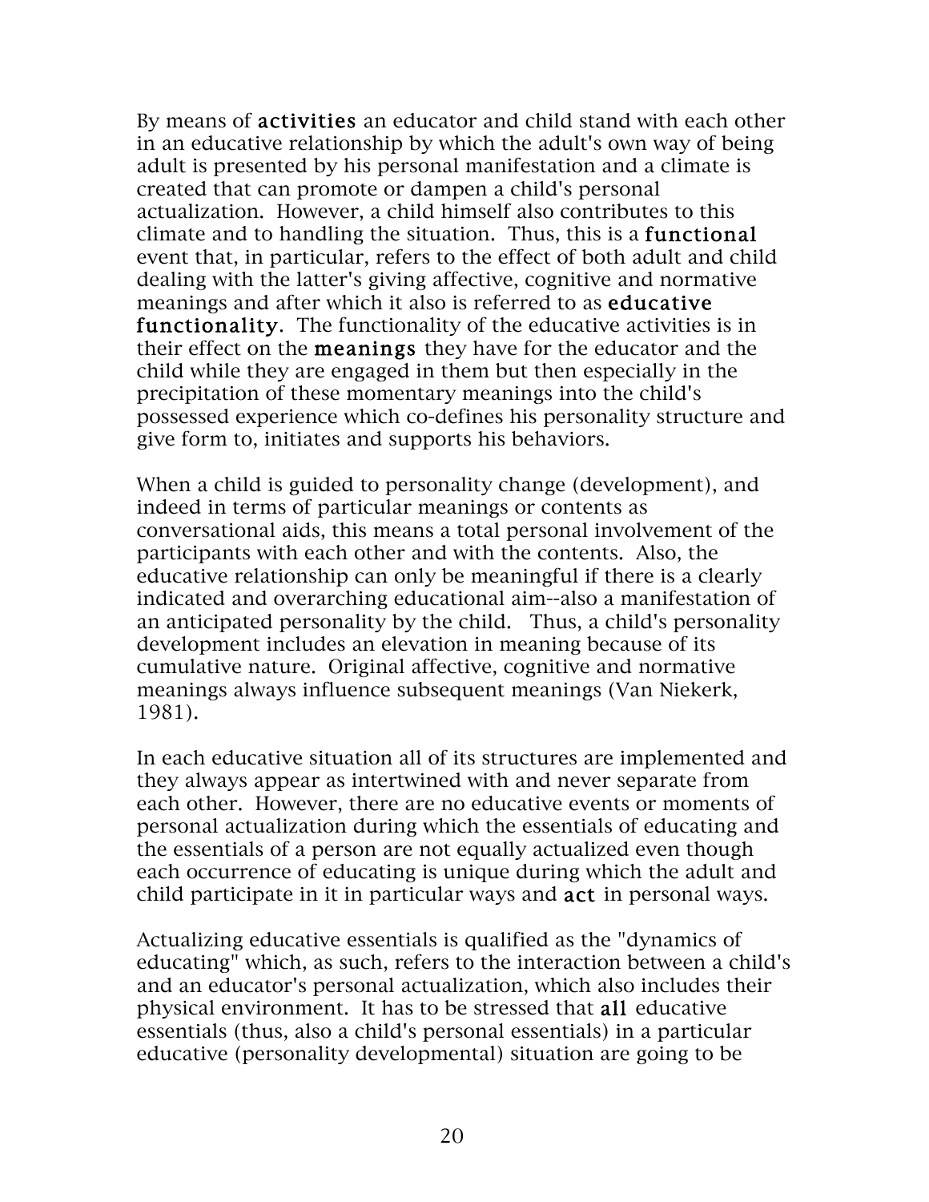By means of **activities** an educator and child stand with each other in an educative relationship by which the adult's own way of being adult is presented by his personal manifestation and a climate is created that can promote or dampen a child's personal actualization. However, a child himself also contributes to this climate and to handling the situation. Thus, this is a **functional** event that, in particular, refers to the effect of both adult and child dealing with the latter's giving affective, cognitive and normative meanings and after which it also is referred to as **educative functionality**. The functionality of the educative activities is in their effect on the **meanings** they have for the educator and the child while they are engaged in them but then especially in the precipitation of these momentary meanings into the child's possessed experience which co-defines his personality structure and give form to, initiates and supports his behaviors.

When a child is guided to personality change (development), and indeed in terms of particular meanings or contents as conversational aids, this means a total personal involvement of the participants with each other and with the contents. Also, the educative relationship can only be meaningful if there is a clearly indicated and overarching educational aim--also a manifestation of an anticipated personality by the child. Thus, a child's personality development includes an elevation in meaning because of its cumulative nature. Original affective, cognitive and normative meanings always influence subsequent meanings (Van Niekerk, 1981).

In each educative situation all of its structures are implemented and they always appear as intertwined with and never separate from each other. However, there are no educative events or moments of personal actualization during which the essentials of educating and the essentials of a person are not equally actualized even though each occurrence of educating is unique during which the adult and child participate in it in particular ways and **act** in personal ways.

Actualizing educative essentials is qualified as the "dynamics of educating" which, as such, refers to the interaction between a child's and an educator's personal actualization, which also includes their physical environment. It has to be stressed that **all** educative essentials (thus, also a child's personal essentials) in a particular educative (personality developmental) situation are going to be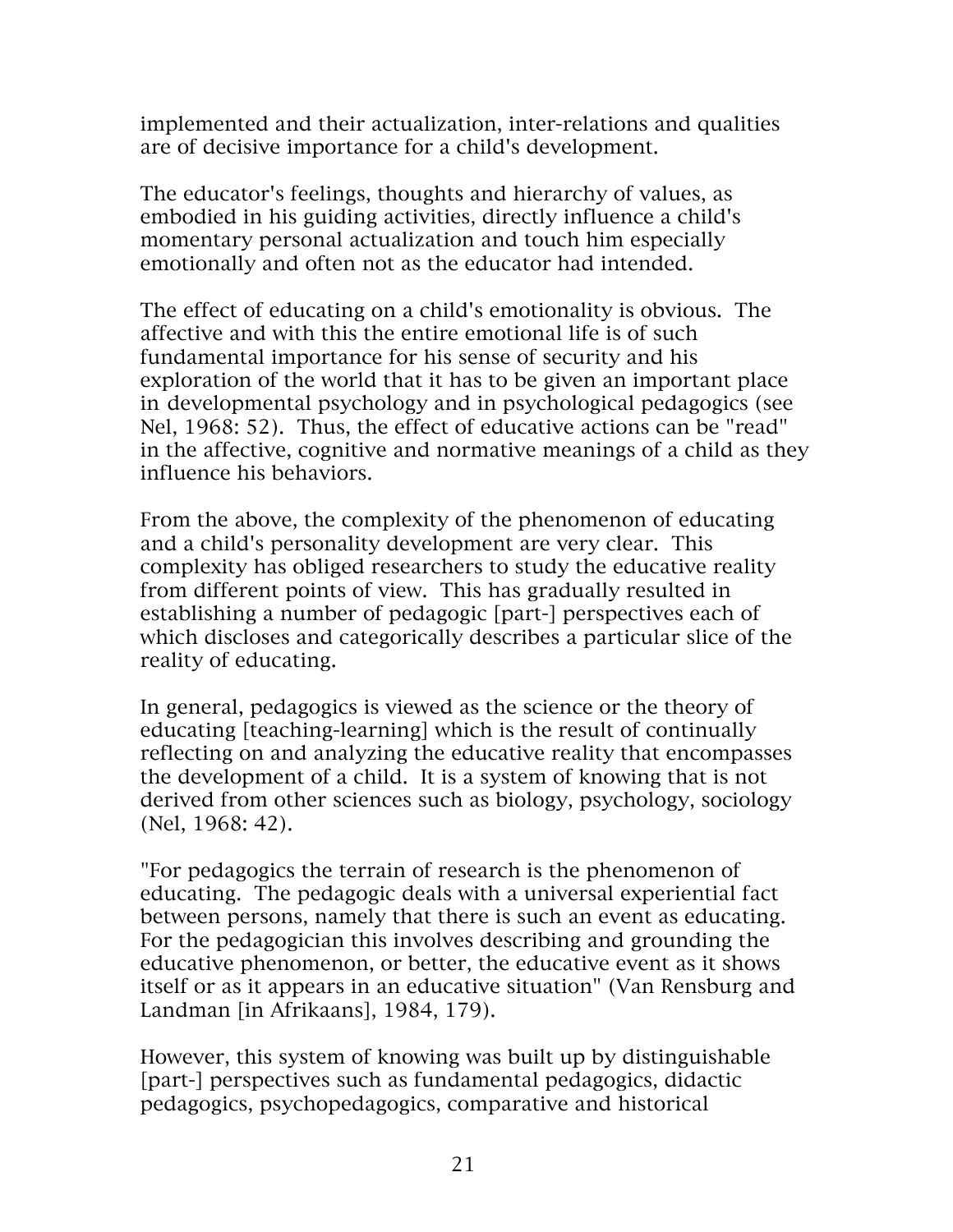implemented and their actualization, inter-relations and qualities are of decisive importance for a child's development.

The educator's feelings, thoughts and hierarchy of values, as embodied in his guiding activities, directly influence a child's momentary personal actualization and touch him especially emotionally and often not as the educator had intended.

The effect of educating on a child's emotionality is obvious. The affective and with this the entire emotional life is of such fundamental importance for his sense of security and his exploration of the world that it has to be given an important place in developmental psychology and in psychological pedagogics (see Nel, 1968: 52). Thus, the effect of educative actions can be "read" in the affective, cognitive and normative meanings of a child as they influence his behaviors.

From the above, the complexity of the phenomenon of educating and a child's personality development are very clear. This complexity has obliged researchers to study the educative reality from different points of view. This has gradually resulted in establishing a number of pedagogic [part-] perspectives each of which discloses and categorically describes a particular slice of the reality of educating.

In general, pedagogics is viewed as the science or the theory of educating [teaching-learning] which is the result of continually reflecting on and analyzing the educative reality that encompasses the development of a child. It is a system of knowing that is not derived from other sciences such as biology, psychology, sociology (Nel, 1968: 42).

"For pedagogics the terrain of research is the phenomenon of educating. The pedagogic deals with a universal experiential fact between persons, namely that there is such an event as educating. For the pedagogician this involves describing and grounding the educative phenomenon, or better, the educative event as it shows itself or as it appears in an educative situation" (Van Rensburg and Landman [in Afrikaans], 1984, 179).

However, this system of knowing was built up by distinguishable [part-] perspectives such as fundamental pedagogics, didactic pedagogics, psychopedagogics, comparative and historical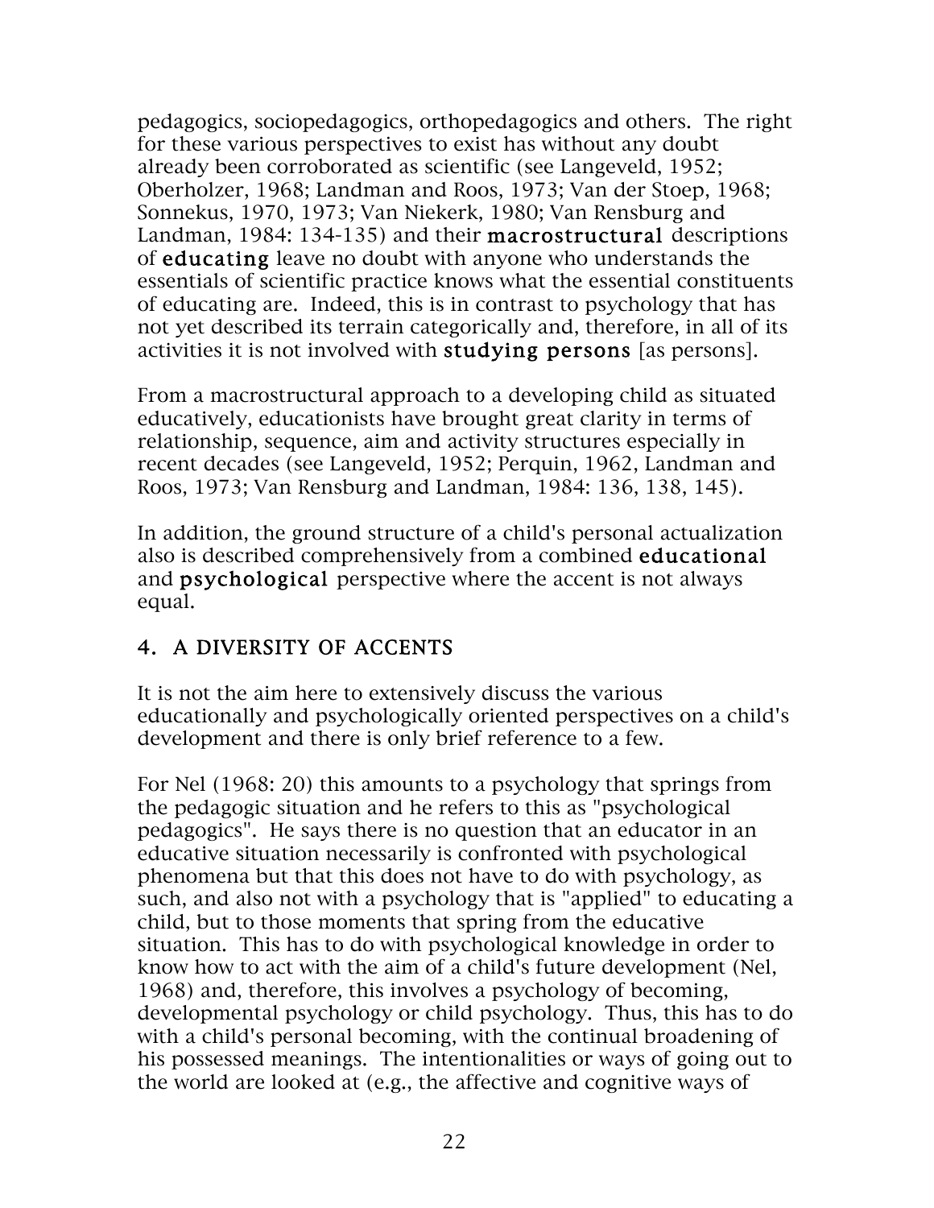pedagogics, sociopedagogics, orthopedagogics and others. The right for these various perspectives to exist has without any doubt already been corroborated as scientific (see Langeveld, 1952; Oberholzer, 1968; Landman and Roos, 1973; Van der Stoep, 1968; Sonnekus, 1970, 1973; Van Niekerk, 1980; Van Rensburg and Landman, 1984: 134-135) and their **macrostructural** descriptions of **educating** leave no doubt with anyone who understands the essentials of scientific practice knows what the essential constituents of educating are. Indeed, this is in contrast to psychology that has not yet described its terrain categorically and, therefore, in all of its activities it is not involved with **studying persons** [as persons].

From a macrostructural approach to a developing child as situated educatively, educationists have brought great clarity in terms of relationship, sequence, aim and activity structures especially in recent decades (see Langeveld, 1952; Perquin, 1962, Landman and Roos, 1973; Van Rensburg and Landman, 1984: 136, 138, 145).

In addition, the ground structure of a child's personal actualization also is described comprehensively from a combined **educational** and **psychological** perspective where the accent is not always equal.

## 4. A DIVERSITY OF ACCENTS

It is not the aim here to extensively discuss the various educationally and psychologically oriented perspectives on a child's development and there is only brief reference to a few.

For Nel (1968: 20) this amounts to a psychology that springs from the pedagogic situation and he refers to this as "psychological pedagogics". He says there is no question that an educator in an educative situation necessarily is confronted with psychological phenomena but that this does not have to do with psychology, as such, and also not with a psychology that is "applied" to educating a child, but to those moments that spring from the educative situation. This has to do with psychological knowledge in order to know how to act with the aim of a child's future development (Nel, 1968) and, therefore, this involves a psychology of becoming, developmental psychology or child psychology. Thus, this has to do with a child's personal becoming, with the continual broadening of his possessed meanings. The intentionalities or ways of going out to the world are looked at (e.g., the affective and cognitive ways of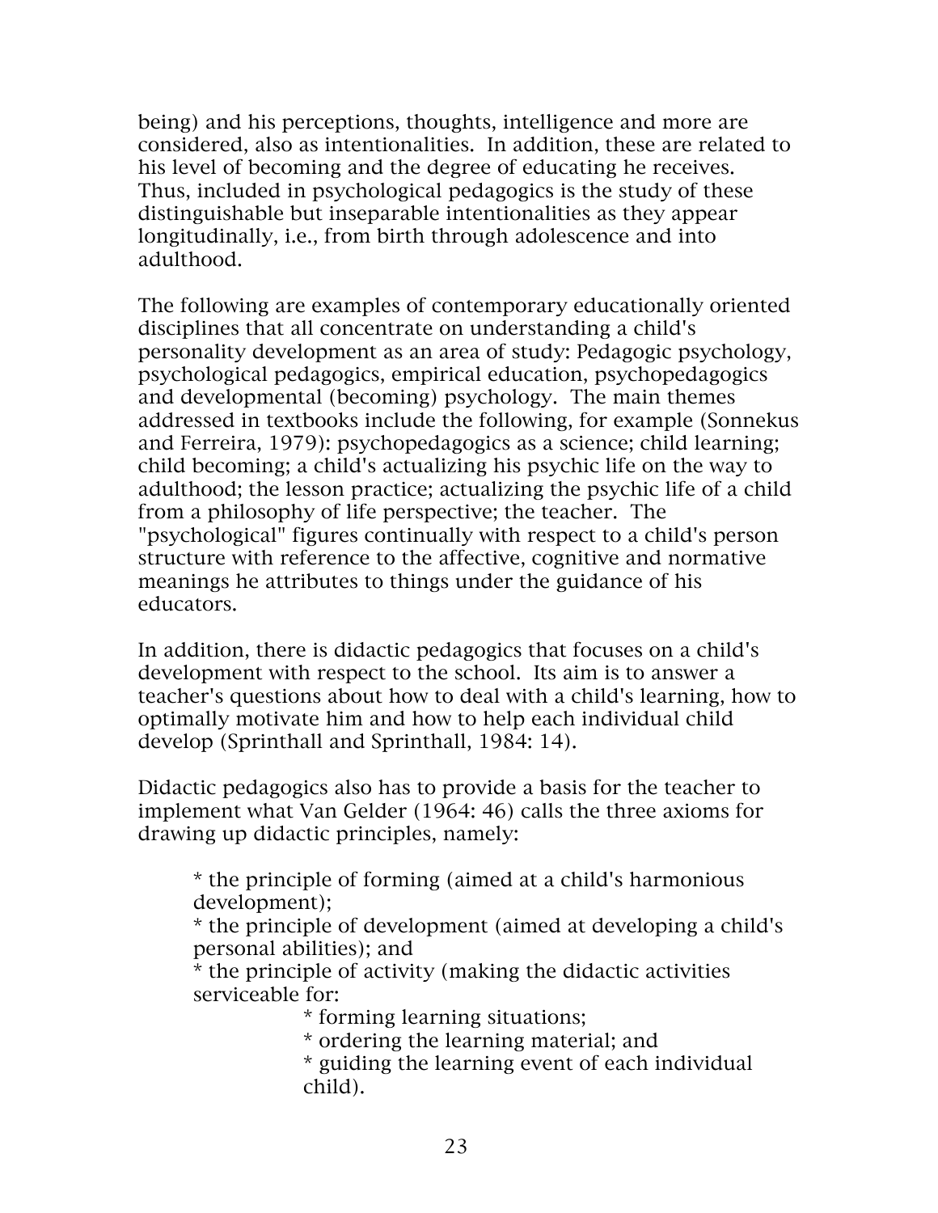being) and his perceptions, thoughts, intelligence and more are considered, also as intentionalities. In addition, these are related to his level of becoming and the degree of educating he receives. Thus, included in psychological pedagogics is the study of these distinguishable but inseparable intentionalities as they appear longitudinally, i.e., from birth through adolescence and into adulthood.

The following are examples of contemporary educationally oriented disciplines that all concentrate on understanding a child's personality development as an area of study: Pedagogic psychology, psychological pedagogics, empirical education, psychopedagogics and developmental (becoming) psychology. The main themes addressed in textbooks include the following, for example (Sonnekus and Ferreira, 1979): psychopedagogics as a science; child learning; child becoming; a child's actualizing his psychic life on the way to adulthood; the lesson practice; actualizing the psychic life of a child from a philosophy of life perspective; the teacher. The "psychological" figures continually with respect to a child's person structure with reference to the affective, cognitive and normative meanings he attributes to things under the guidance of his educators.

In addition, there is didactic pedagogics that focuses on a child's development with respect to the school. Its aim is to answer a teacher's questions about how to deal with a child's learning, how to optimally motivate him and how to help each individual child develop (Sprinthall and Sprinthall, 1984: 14).

Didactic pedagogics also has to provide a basis for the teacher to implement what Van Gelder (1964: 46) calls the three axioms for drawing up didactic principles, namely:

* the principle of forming (aimed at a child's harmonious development);
* the principle of development (aimed at developing a child's personal abilities); and
* the principle of activity (making the didactic activities serviceable for:
    * forming learning situations;
    * ordering the learning material; and
    * guiding the learning event of each individual child).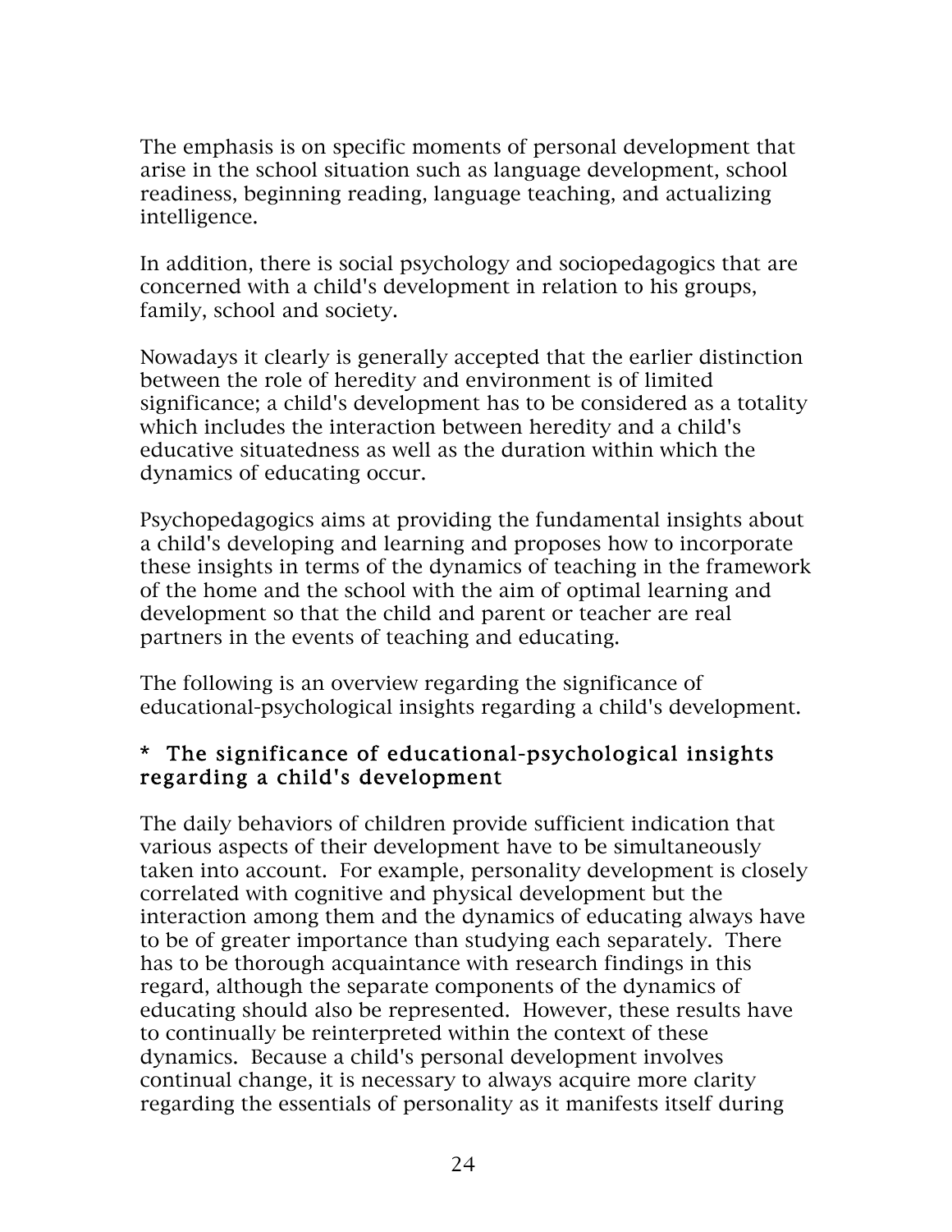The emphasis is on specific moments of personal development that arise in the school situation such as language development, school readiness, beginning reading, language teaching, and actualizing intelligence.

In addition, there is social psychology and sociopedagogics that are concerned with a child's development in relation to his groups, family, school and society.

Nowadays it clearly is generally accepted that the earlier distinction between the role of heredity and environment is of limited significance; a child's development has to be considered as a totality which includes the interaction between heredity and a child's educative situatedness as well as the duration within which the dynamics of educating occur.

Psychopedagogics aims at providing the fundamental insights about a child's developing and learning and proposes how to incorporate these insights in terms of the dynamics of teaching in the framework of the home and the school with the aim of optimal learning and development so that the child and parent or teacher are real partners in the events of teaching and educating.

The following is an overview regarding the significance of educational-psychological insights regarding a child's development.

### * The significance of educational-psychological insights regarding a child's development

The daily behaviors of children provide sufficient indication that various aspects of their development have to be simultaneously taken into account. For example, personality development is closely correlated with cognitive and physical development but the interaction among them and the dynamics of educating always have to be of greater importance than studying each separately. There has to be thorough acquaintance with research findings in this regard, although the separate components of the dynamics of educating should also be represented. However, these results have to continually be reinterpreted within the context of these dynamics. Because a child's personal development involves continual change, it is necessary to always acquire more clarity regarding the essentials of personality as it manifests itself during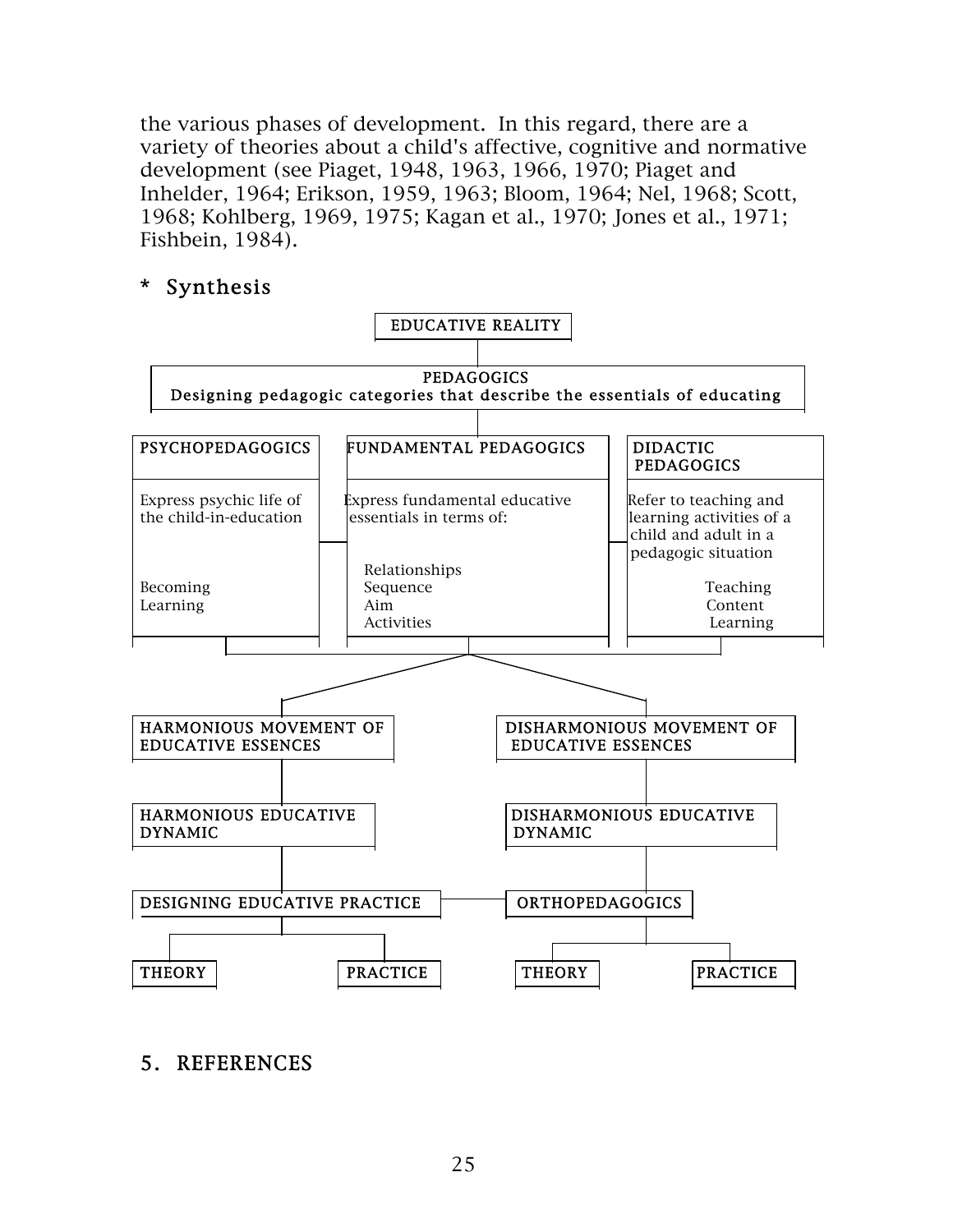the various phases of development. In this regard, there are a variety of theories about a child's affective, cognitive and normative development (see Piaget, 1948, 1963, 1966, 1970; Piaget and Inhelder, 1964; Erikson, 1959, 1963; Bloom, 1964; Nel, 1968; Scott, 1968; Kohlberg, 1969, 1975; Kagan et al., 1970; Jones et al., 1971; Fishbein, 1984).

## * Synthesis

EDUCATIVE REALITY

PEDAGOGICS
Designing pedagogic categories that describe the essentials of educating

| PSYCHOPEDAGOGICS | FUNDAMENTAL PEDAGOGICS | DIDACTIC PEDAGOGICS |
|---|---|---|
| Express psychic life of the child-in-education | Express fundamental educative essentials in terms of: | Refer to teaching and learning activities of a child and adult in a pedagogic situation |
| Becoming<br>Learning | Relationships<br>Sequence<br>Aim<br>Activities | Teaching<br>Content<br>Learning |

| HARMONIOUS MOVEMENT OF EDUCATIVE ESSENCES | DISHARMONIOUS MOVEMENT OF EDUCATIVE ESSENCES |
|---|---|
| HARMONIOUS EDUCATIVE DYNAMIC | DISHARMONIOUS EDUCATIVE DYNAMIC |
| DESIGNING EDUCATIVE PRACTICE | ORTHOPEDAGOGICS |
| THEORY / PRACTICE | THEORY / PRACTICE |

## 5. REFERENCES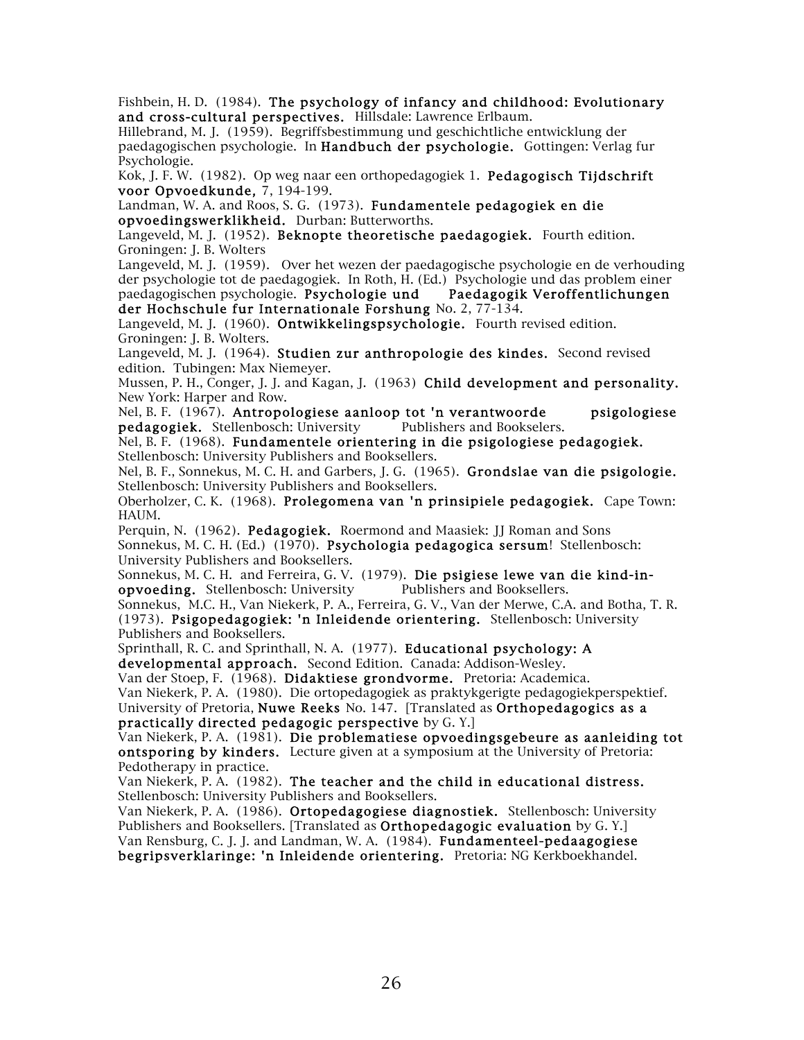Fishbein, H. D. (1984). **The psychology of infancy and childhood: Evolutionary and cross-cultural perspectives.** Hillsdale: Lawrence Erlbaum.

Hillebrand, M. J. (1959). Begriffsbestimmung und geschichtliche entwicklung der paedagogischen psychologie. In **Handbuch der psychologie.** Gottingen: Verlag fur Psychologie.

Kok, J. F. W. (1982). Op weg naar een orthopedagogiek 1. **Pedagogisch Tijdschrift voor Opvoedkunde,** 7, 194-199.

Landman, W. A. and Roos, S. G. (1973). **Fundamentele pedagogiek en die opvoedingswerklikheid.** Durban: Butterworths.

Langeveld, M. J. (1952). **Beknopte theoretische paedagogiek.** Fourth edition. Groningen: J. B. Wolters

Langeveld, M. J. (1959). Over het wezen der paedagogische psychologie en de verhouding der psychologie tot de paedagogiek. In Roth, H. (Ed.) Psychologie und das problem einer paedagogischen psychologie. **Psychologie und Paedagogik Veroffentlichungen der Hochschule fur Internationale Forshung** No. 2, 77-134.

Langeveld, M. J. (1960). **Ontwikkelingspsychologie.** Fourth revised edition. Groningen: J. B. Wolters.

Langeveld, M. J. (1964). **Studien zur anthropologie des kindes.** Second revised edition. Tubingen: Max Niemeyer.

Mussen, P. H., Conger, J. J. and Kagan, J. (1963) **Child development and personality.** New York: Harper and Row.

Nel, B. F. (1967). **Antropologiese aanloop tot 'n verantwoorde psigologiese pedagogiek.** Stellenbosch: University Publishers and Bookselers.

Nel, B. F. (1968). **Fundamentele orientering in die psigologiese pedagogiek.** Stellenbosch: University Publishers and Booksellers.

Nel, B. F., Sonnekus, M. C. H. and Garbers, J. G. (1965). **Grondslae van die psigologie.** Stellenbosch: University Publishers and Booksellers.

Oberholzer, C. K. (1968). **Prolegomena van 'n prinsipiele pedagogiek.** Cape Town: HAUM.

Perquin, N. (1962). **Pedagogiek.** Roermond and Maasiek: JJ Roman and Sons

Sonnekus, M. C. H. (Ed.) (1970). **Psychologia pedagogica sersum**! Stellenbosch: University Publishers and Booksellers.

Sonnekus, M. C. H. and Ferreira, G. V. (1979). **Die psigiese lewe van die kind-in-opvoeding.** Stellenbosch: University Publishers and Booksellers.

Sonnekus, M.C. H., Van Niekerk, P. A., Ferreira, G. V., Van der Merwe, C.A. and Botha, T. R. (1973). **Psigopedagogiek: 'n Inleidende orientering.** Stellenbosch: University Publishers and Booksellers.

Sprinthall, R. C. and Sprinthall, N. A. (1977). **Educational psychology: A developmental approach.** Second Edition. Canada: Addison-Wesley.

Van der Stoep, F. (1968). **Didaktiese grondvorme.** Pretoria: Academica.

Van Niekerk, P. A. (1980). Die ortopedagogiek as praktykgerigte pedagogiekperspektief. University of Pretoria, **Nuwe Reeks** No. 147. [Translated as **Orthopedagogics as a practically directed pedagogic perspective** by G. Y.]

Van Niekerk, P. A. (1981). **Die problematiese opvoedingsgebeure as aanleiding tot ontsporing by kinders.** Lecture given at a symposium at the University of Pretoria: Pedotherapy in practice.

Van Niekerk, P. A. (1982). **The teacher and the child in educational distress.** Stellenbosch: University Publishers and Booksellers.

Van Niekerk, P. A. (1986). **Ortopedagogiese diagnostiek.** Stellenbosch: University Publishers and Booksellers. [Translated as **Orthopedagogic evaluation** by G. Y.]

Van Rensburg, C. J. J. and Landman, W. A. (1984). **Fundamenteel-pedaagogiese begripsverklaringe: 'n Inleidende orientering.** Pretoria: NG Kerkboekhandel.